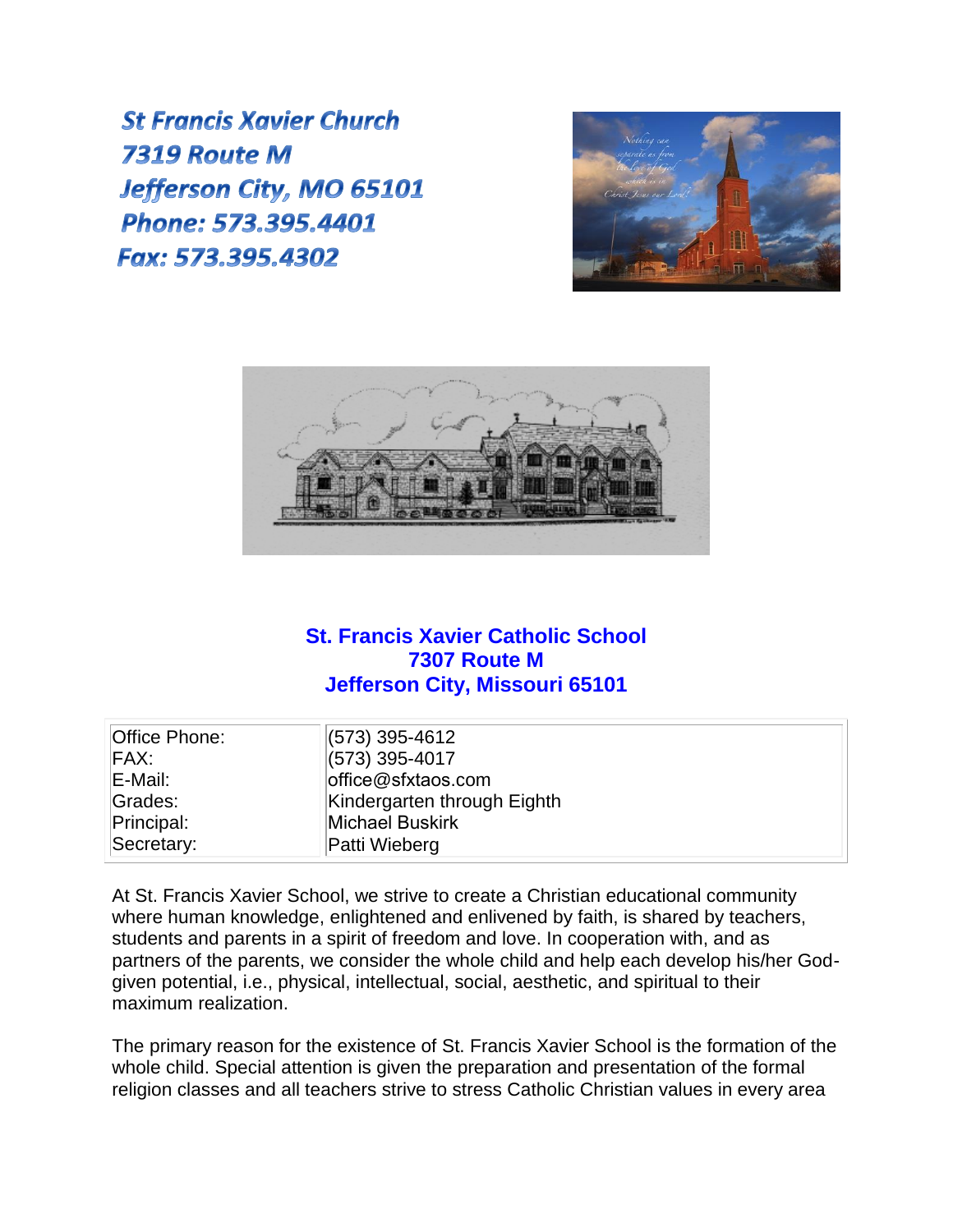**St Francis Xavier Church**
**7319 Route M**
**Jefferson City, MO 65101**
**Phone: 573.395.4401**
**Fax: 573.395.4302**

## St. Francis Xavier Catholic School
**7307 Route M**
**Jefferson City, Missouri 65101**

| | |
|---|---|
| Office Phone: | (573) 395-4612 |
| FAX: | (573) 395-4017 |
| E-Mail: | office@sfxtaos.com |
| Grades: | Kindergarten through Eighth |
| Principal: | Michael Buskirk |
| Secretary: | Patti Wieberg |

At St. Francis Xavier School, we strive to create a Christian educational community where human knowledge, enlightened and enlivened by faith, is shared by teachers, students and parents in a spirit of freedom and love. In cooperation with, and as partners of the parents, we consider the whole child and help each develop his/her God-given potential, i.e., physical, intellectual, social, aesthetic, and spiritual to their maximum realization.

The primary reason for the existence of St. Francis Xavier School is the formation of the whole child. Special attention is given the preparation and presentation of the formal religion classes and all teachers strive to stress Catholic Christian values in every area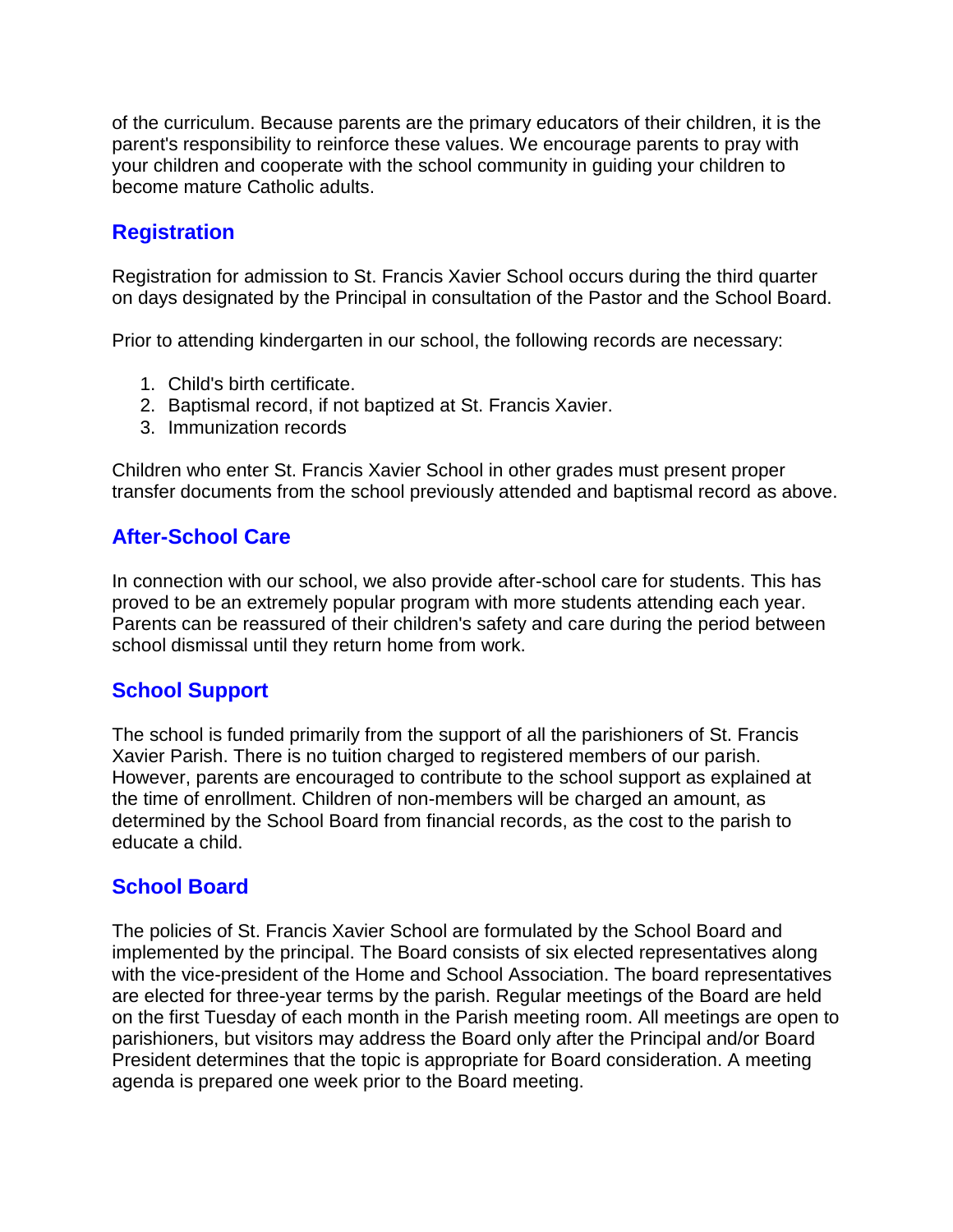of the curriculum. Because parents are the primary educators of their children, it is the parent's responsibility to reinforce these values. We encourage parents to pray with your children and cooperate with the school community in guiding your children to become mature Catholic adults.

## Registration

Registration for admission to St. Francis Xavier School occurs during the third quarter on days designated by the Principal in consultation of the Pastor and the School Board.

Prior to attending kindergarten in our school, the following records are necessary:

1. Child's birth certificate.
2. Baptismal record, if not baptized at St. Francis Xavier.
3. Immunization records

Children who enter St. Francis Xavier School in other grades must present proper transfer documents from the school previously attended and baptismal record as above.

## After-School Care

In connection with our school, we also provide after-school care for students. This has proved to be an extremely popular program with more students attending each year. Parents can be reassured of their children's safety and care during the period between school dismissal until they return home from work.

## School Support

The school is funded primarily from the support of all the parishioners of St. Francis Xavier Parish. There is no tuition charged to registered members of our parish. However, parents are encouraged to contribute to the school support as explained at the time of enrollment. Children of non-members will be charged an amount, as determined by the School Board from financial records, as the cost to the parish to educate a child.

## School Board

The policies of St. Francis Xavier School are formulated by the School Board and implemented by the principal. The Board consists of six elected representatives along with the vice-president of the Home and School Association. The board representatives are elected for three-year terms by the parish. Regular meetings of the Board are held on the first Tuesday of each month in the Parish meeting room. All meetings are open to parishioners, but visitors may address the Board only after the Principal and/or Board President determines that the topic is appropriate for Board consideration. A meeting agenda is prepared one week prior to the Board meeting.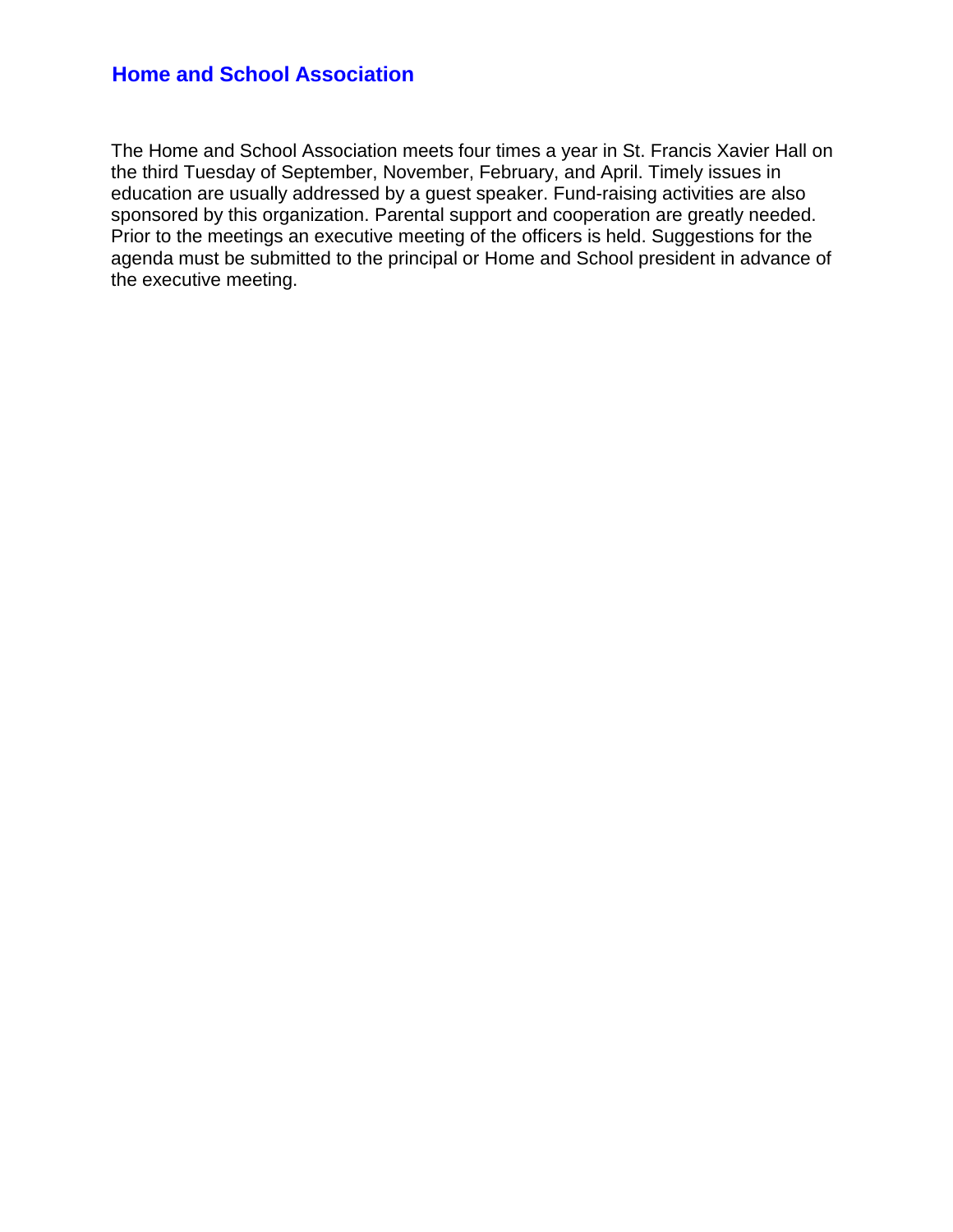## Home and School Association

The Home and School Association meets four times a year in St. Francis Xavier Hall on the third Tuesday of September, November, February, and April. Timely issues in education are usually addressed by a guest speaker. Fund-raising activities are also sponsored by this organization. Parental support and cooperation are greatly needed. Prior to the meetings an executive meeting of the officers is held. Suggestions for the agenda must be submitted to the principal or Home and School president in advance of the executive meeting.